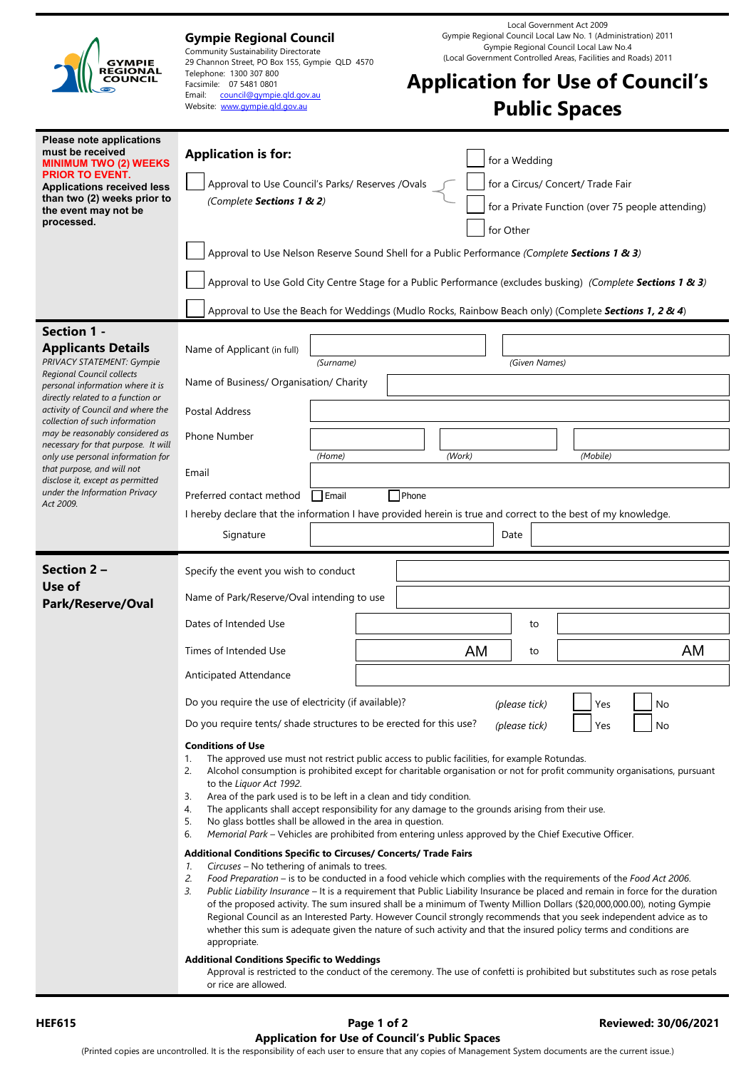**Gympie Regional Council**
Community Sustainability Directorate
29 Channon Street, PO Box 155, Gympie QLD 4570
Telephone: 1300 307 800
Facsimile: 07 5481 0801
Email: council@gympie.qld.gov.au
Website: www.gympie.qld.gov.au

Local Government Act 2009
Gympie Regional Council Local Law No. 1 (Administration) 2011
Gympie Regional Council Local Law No.4
(Local Government Controlled Areas, Facilities and Roads) 2011

# Application for Use of Council's Public Spaces

**Please note applications must be received MINIMUM TWO (2) WEEKS PRIOR TO EVENT. Applications received less than two (2) weeks prior to the event may not be processed.**

## Application is for:

- ☐ Approval to Use Council's Parks/ Reserves /Ovals *(Complete* ***Sections 1 & 2****)*
  - ☐ for a Wedding
  - ☐ for a Circus/ Concert/ Trade Fair
  - ☐ for a Private Function (over 75 people attending)
  - ☐ for Other
- ☐ Approval to Use Nelson Reserve Sound Shell for a Public Performance *(Complete* ***Sections 1 & 3****)*
- ☐ Approval to Use Gold City Centre Stage for a Public Performance (excludes busking) *(Complete* ***Sections 1 & 3****)*
- ☐ Approval to Use the Beach for Weddings (Mudlo Rocks, Rainbow Beach only) (Complete **Sections 1, 2 & 4**)

## Section 1 - Applicants Details

*PRIVACY STATEMENT: Gympie Regional Council collects personal information where it is directly related to a function or activity of Council and where the collection of such information may be reasonably considered as necessary for that purpose. It will only use personal information for that purpose, and will not disclose it, except as permitted under the Information Privacy Act 2009.*

Name of Applicant (in full) ________________ *(Surname)* ________________ *(Given Names)*

Name of Business/ Organisation/ Charity ________________

Postal Address ________________

Phone Number ________ *(Home)* ________ *(Work)* ________ *(Mobile)*

Email ________________

Preferred contact method ☐ Email ☐ Phone

I hereby declare that the information I have provided herein is true and correct to the best of my knowledge.

Signature ________________ Date ________

## Section 2 – Use of Park/Reserve/Oval

Specify the event you wish to conduct ________________

Name of Park/Reserve/Oval intending to use ________________

Dates of Intended Use ________ to ________

Times of Intended Use ________ AM to ________ AM

Anticipated Attendance ________________

Do you require the use of electricity (if available)? *(please tick)* ☐ Yes ☐ No

Do you require tents/ shade structures to be erected for this use? *(please tick)* ☐ Yes ☐ No

**Conditions of Use**

1. The approved use must not restrict public access to public facilities, for example Rotundas.
2. Alcohol consumption is prohibited except for charitable organisation or not for profit community organisations, pursuant to the *Liquor Act 1992*.
3. Area of the park used is to be left in a clean and tidy condition.
4. The applicants shall accept responsibility for any damage to the grounds arising from their use.
5. No glass bottles shall be allowed in the area in question.
6. *Memorial Park* – Vehicles are prohibited from entering unless approved by the Chief Executive Officer.

**Additional Conditions Specific to Circuses/ Concerts/ Trade Fairs**

1. *Circuses* – No tethering of animals to trees.
2. *Food Preparation* – is to be conducted in a food vehicle which complies with the requirements of the *Food Act 2006*.
3. *Public Liability Insurance* – It is a requirement that Public Liability Insurance be placed and remain in force for the duration of the proposed activity. The sum insured shall be a minimum of Twenty Million Dollars ($20,000,000.00), noting Gympie Regional Council as an Interested Party. However Council strongly recommends that you seek independent advice as to whether this sum is adequate given the nature of such activity and that the insured policy terms and conditions are appropriate.

**Additional Conditions Specific to Weddings**

Approval is restricted to the conduct of the ceremony. The use of confetti is prohibited but substitutes such as rose petals or rice are allowed.

HEF615 | Application for Use of Council's Public Spaces | Reviewed: 30/06/2021

(Printed copies are uncontrolled. It is the responsibility of each user to ensure that any copies of Management System documents are the current issue.)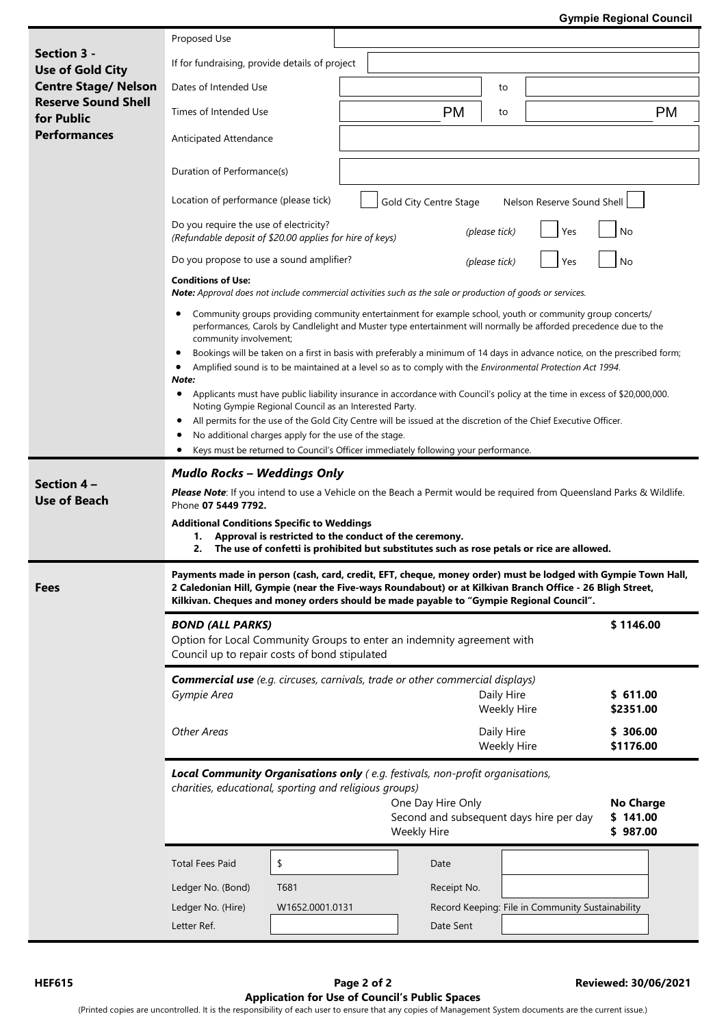## Section 3 - Use of Gold City Centre Stage/ Nelson Reserve Sound Shell for Public Performances

| | | | |
|---|---|---|---|
| Proposed Use | | | |
| If for fundraising, provide details of project | | | |
| Dates of Intended Use | | to | |
| Times of Intended Use | PM | to | PM |
| Anticipated Attendance | | | |
| Duration of Performance(s) | | | |

Location of performance (please tick) ☐ Gold City Centre Stage  Nelson Reserve Sound Shell ☐

Do you require the use of electricity? *(please tick)* ☐ Yes ☐ No
*(Refundable deposit of $20.00 applies for hire of keys)*

Do you propose to use a sound amplifier? *(please tick)* ☐ Yes ☐ No

**Conditions of Use:**
***Note:*** *Approval does not include commercial activities such as the sale or production of goods or services.*

- Community groups providing community entertainment for example school, youth or community group concerts/ performances, Carols by Candlelight and Muster type entertainment will normally be afforded precedence due to the community involvement;
- Bookings will be taken on a first in basis with preferably a minimum of 14 days in advance notice, on the prescribed form;
- Amplified sound is to be maintained at a level so as to comply with the *Environmental Protection Act 1994.*

***Note:***

- Applicants must have public liability insurance in accordance with Council's policy at the time in excess of $20,000,000. Noting Gympie Regional Council as an Interested Party.
- All permits for the use of the Gold City Centre will be issued at the discretion of the Chief Executive Officer.
- No additional charges apply for the use of the stage.
- Keys must be returned to Council's Officer immediately following your performance.

## Section 4 – Use of Beach

***Mudlo Rocks – Weddings Only***

***Please Note***: If you intend to use a Vehicle on the Beach a Permit would be required from Queensland Parks & Wildlife. Phone **07 5449 7792.**

**Additional Conditions Specific to Weddings**

1. **Approval is restricted to the conduct of the ceremony.**
2. **The use of confetti is prohibited but substitutes such as rose petals or rice are allowed.**

## Fees

**Payments made in person (cash, card, credit, EFT, cheque, money order) must be lodged with Gympie Town Hall, 2 Caledonian Hill, Gympie (near the Five-ways Roundabout) or at Kilkivan Branch Office - 26 Bligh Street, Kilkivan. Cheques and money orders should be made payable to "Gympie Regional Council".**

***BOND (ALL PARKS)*** **$ 1146.00**
Option for Local Community Groups to enter an indemnity agreement with Council up to repair costs of bond stipulated

***Commercial use*** *(e.g. circuses, carnivals, trade or other commercial displays)*

| | | |
|---|---|---|
| *Gympie Area* | Daily Hire | **$ 611.00** |
| | Weekly Hire | **$2351.00** |
| *Other Areas* | Daily Hire | **$ 306.00** |
| | Weekly Hire | **$1176.00** |

***Local Community Organisations only*** *( e.g. festivals, non-profit organisations, charities, educational, sporting and religious groups)*

| | |
|---|---|
| One Day Hire Only | **No Charge** |
| Second and subsequent days hire per day | **$ 141.00** |
| Weekly Hire | **$ 987.00** |

| | | | |
|---|---|---|---|
| Total Fees Paid | $ | Date | |
| Ledger No. (Bond) | T681 | Receipt No. | |
| Ledger No. (Hire) | W1652.0001.0131 | Record Keeping: File in Community Sustainability | |
| Letter Ref. | | Date Sent | |